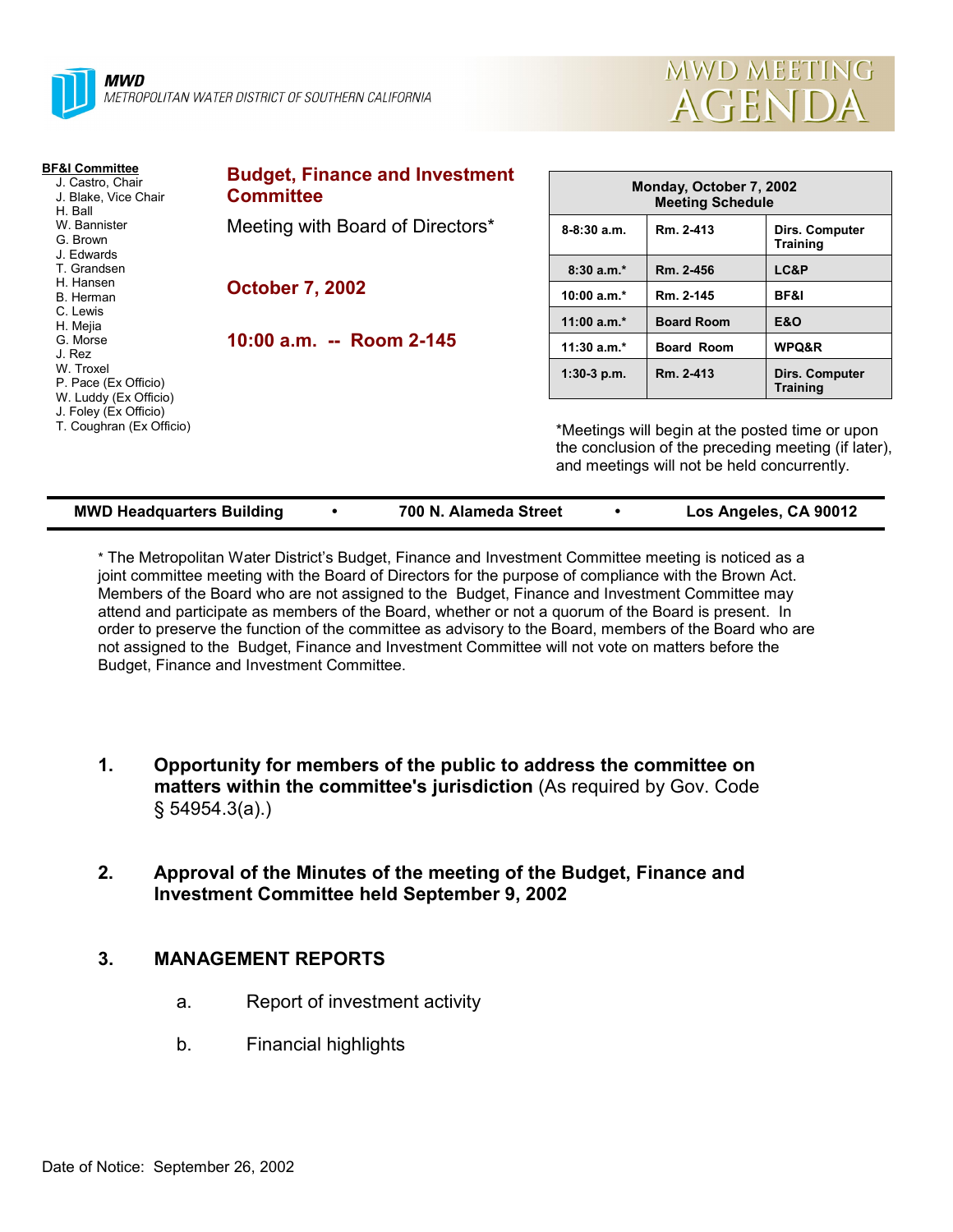**MWD**
METROPOLITAN WATER DISTRICT OF SOUTHERN CALIFORNIA

# MWD MEETING AGENDA

**BF&I Committee**
J. Castro, Chair
J. Blake, Vice Chair
H. Ball
W. Bannister
G. Brown
J. Edwards
T. Grandsen
H. Hansen
B. Herman
C. Lewis
H. Mejia
G. Morse
J. Rez
W. Troxel
P. Pace (Ex Officio)
W. Luddy (Ex Officio)
J. Foley (Ex Officio)
T. Coughran (Ex Officio)

## Budget, Finance and Investment Committee

Meeting with Board of Directors*

**October 7, 2002**

**10:00 a.m. -- Room 2-145**

| Monday, October 7, 2002 Meeting Schedule | | |
|---|---|---|
| 8-8:30 a.m. | Rm. 2-413 | Dirs. Computer Training |
| 8:30 a.m.* | Rm. 2-456 | LC&P |
| 10:00 a.m.* | Rm. 2-145 | BF&I |
| 11:00 a.m.* | Board Room | E&O |
| 11:30 a.m.* | Board Room | WPQ&R |
| 1:30-3 p.m. | Rm. 2-413 | Dirs. Computer Training |

*Meetings will begin at the posted time or upon the conclusion of the preceding meeting (if later), and meetings will not be held concurrently.

**MWD Headquarters Building • 700 N. Alameda Street • Los Angeles, CA 90012**

* The Metropolitan Water District's Budget, Finance and Investment Committee meeting is noticed as a joint committee meeting with the Board of Directors for the purpose of compliance with the Brown Act. Members of the Board who are not assigned to the Budget, Finance and Investment Committee may attend and participate as members of the Board, whether or not a quorum of the Board is present. In order to preserve the function of the committee as advisory to the Board, members of the Board who are not assigned to the Budget, Finance and Investment Committee will not vote on matters before the Budget, Finance and Investment Committee.

1. **Opportunity for members of the public to address the committee on matters within the committee's jurisdiction** (As required by Gov. Code § 54954.3(a).)

2. **Approval of the Minutes of the meeting of the Budget, Finance and Investment Committee held September 9, 2002**

3. **MANAGEMENT REPORTS**

   a. Report of investment activity

   b. Financial highlights

Date of Notice: September 26, 2002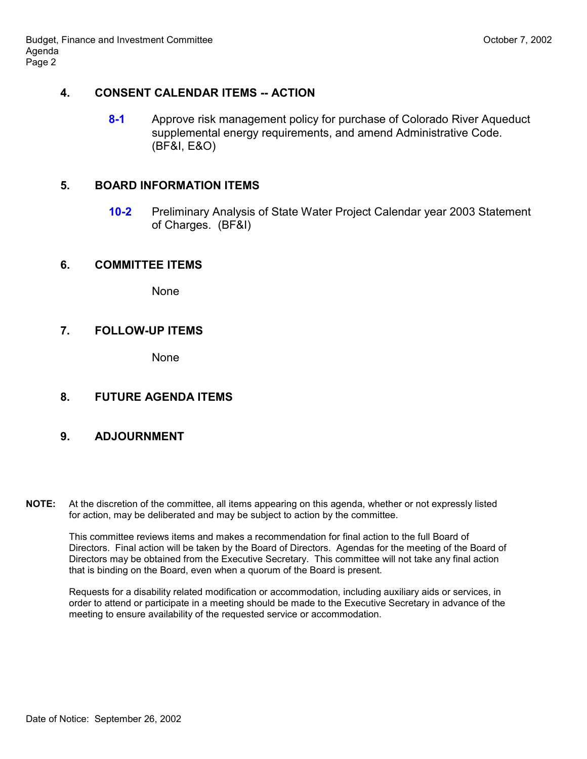## 4. CONSENT CALENDAR ITEMS -- ACTION

**8-1** Approve risk management policy for purchase of Colorado River Aqueduct supplemental energy requirements, and amend Administrative Code. (BF&I, E&O)

## 5. BOARD INFORMATION ITEMS

**10-2** Preliminary Analysis of State Water Project Calendar year 2003 Statement of Charges. (BF&I)

## 6. COMMITTEE ITEMS

None

## 7. FOLLOW-UP ITEMS

None

## 8. FUTURE AGENDA ITEMS

## 9. ADJOURNMENT

**NOTE:** At the discretion of the committee, all items appearing on this agenda, whether or not expressly listed for action, may be deliberated and may be subject to action by the committee.

This committee reviews items and makes a recommendation for final action to the full Board of Directors. Final action will be taken by the Board of Directors. Agendas for the meeting of the Board of Directors may be obtained from the Executive Secretary. This committee will not take any final action that is binding on the Board, even when a quorum of the Board is present.

Requests for a disability related modification or accommodation, including auxiliary aids or services, in order to attend or participate in a meeting should be made to the Executive Secretary in advance of the meeting to ensure availability of the requested service or accommodation.

Date of Notice: September 26, 2002